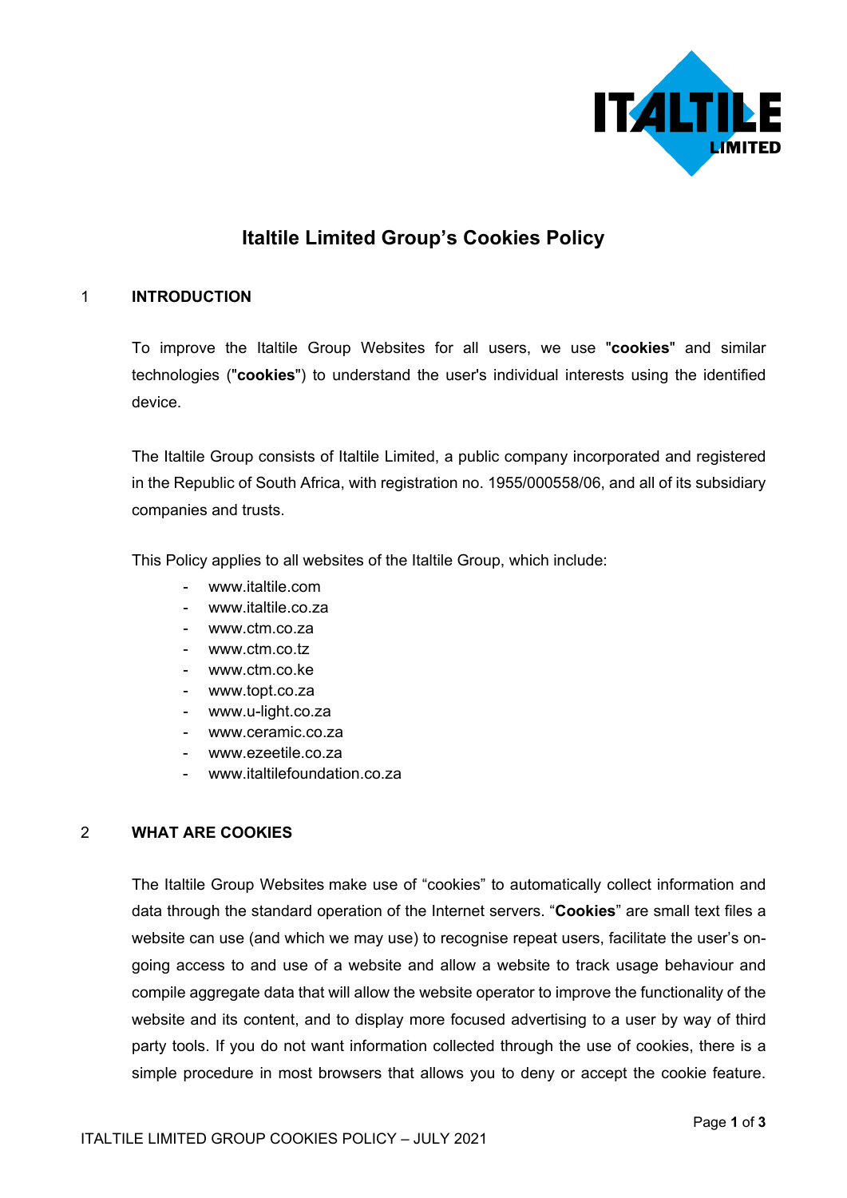# Italtile Limited Group's Cookies Policy

## 1 INTRODUCTION

To improve the Italtile Group Websites for all users, we use "**cookies**" and similar technologies ("**cookies**") to understand the user's individual interests using the identified device.

The Italtile Group consists of Italtile Limited, a public company incorporated and registered in the Republic of South Africa, with registration no. 1955/000558/06, and all of its subsidiary companies and trusts.

This Policy applies to all websites of the Italtile Group, which include:

- www.italtile.com
- www.italtile.co.za
- www.ctm.co.za
- www.ctm.co.tz
- www.ctm.co.ke
- www.topt.co.za
- www.u-light.co.za
- www.ceramic.co.za
- www.ezeetile.co.za
- www.italtilefoundation.co.za

## 2 WHAT ARE COOKIES

The Italtile Group Websites make use of "cookies" to automatically collect information and data through the standard operation of the Internet servers. "**Cookies**" are small text files a website can use (and which we may use) to recognise repeat users, facilitate the user's on-going access to and use of a website and allow a website to track usage behaviour and compile aggregate data that will allow the website operator to improve the functionality of the website and its content, and to display more focused advertising to a user by way of third party tools. If you do not want information collected through the use of cookies, there is a simple procedure in most browsers that allows you to deny or accept the cookie feature.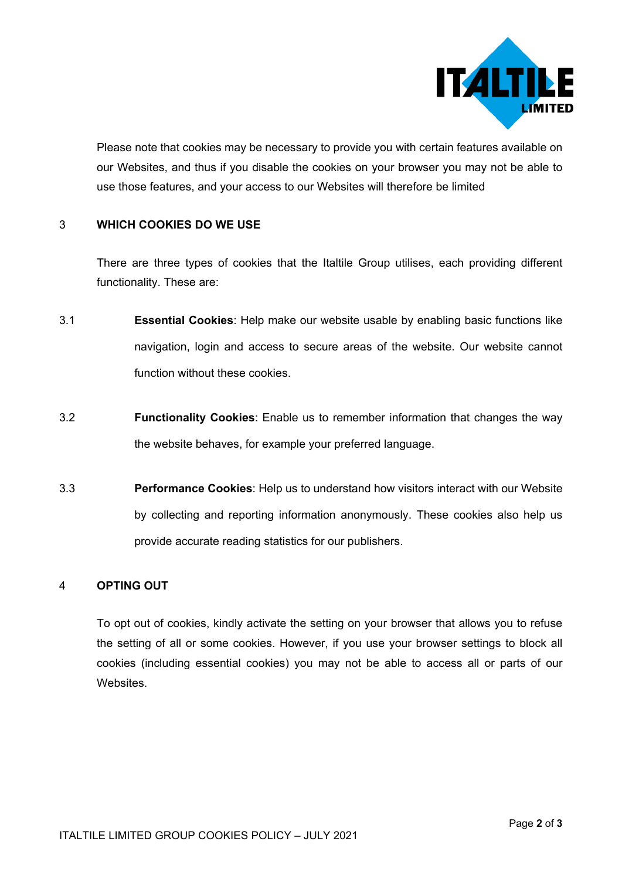Please note that cookies may be necessary to provide you with certain features available on our Websites, and thus if you disable the cookies on your browser you may not be able to use those features, and your access to our Websites will therefore be limited

## 3 WHICH COOKIES DO WE USE

There are three types of cookies that the Italtile Group utilises, each providing different functionality. These are:

3.1 **Essential Cookies**: Help make our website usable by enabling basic functions like navigation, login and access to secure areas of the website. Our website cannot function without these cookies.

3.2 **Functionality Cookies**: Enable us to remember information that changes the way the website behaves, for example your preferred language.

3.3 **Performance Cookies**: Help us to understand how visitors interact with our Website by collecting and reporting information anonymously. These cookies also help us provide accurate reading statistics for our publishers.

## 4 OPTING OUT

To opt out of cookies, kindly activate the setting on your browser that allows you to refuse the setting of all or some cookies. However, if you use your browser settings to block all cookies (including essential cookies) you may not be able to access all or parts of our Websites.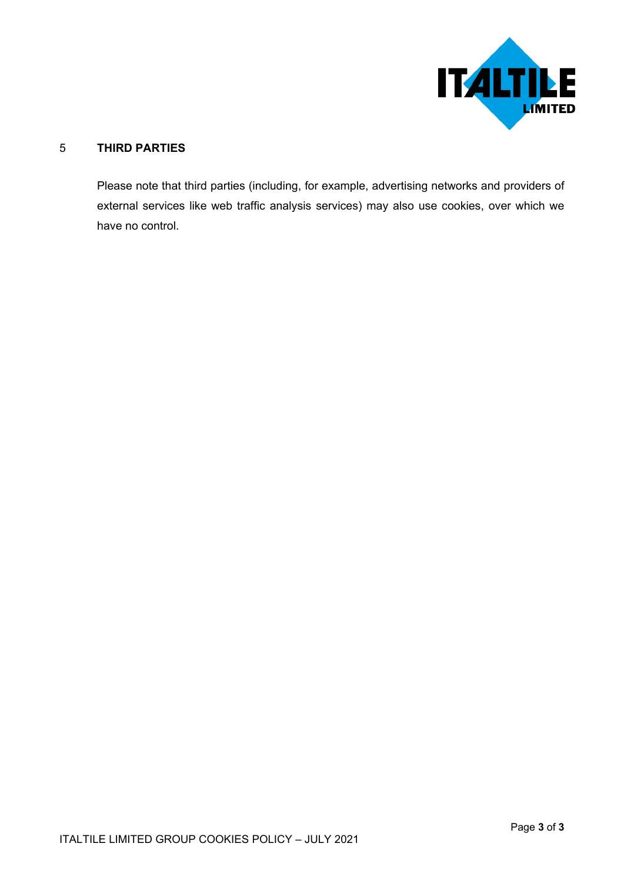## 5 THIRD PARTIES

Please note that third parties (including, for example, advertising networks and providers of external services like web traffic analysis services) may also use cookies, over which we have no control.